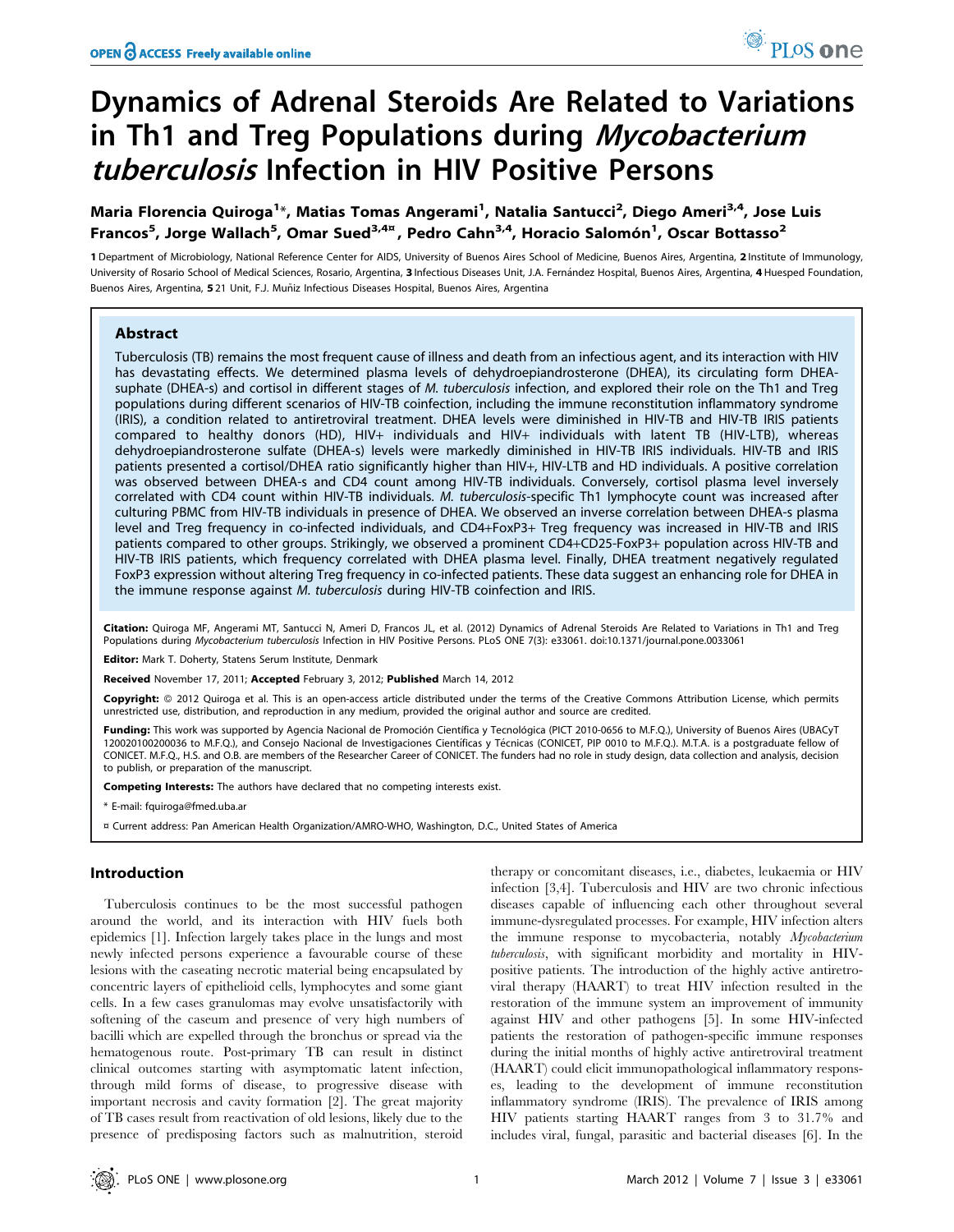# Dynamics of Adrenal Steroids Are Related to Variations in Th1 and Treg Populations during *Mycobacterium tuberculosis* Infection in HIV Positive Persons

**Maria Florencia Quiroga[1]*, Matias Tomas Angerami[1], Natalia Santucci[2], Diego Ameri[3,4], Jose Luis Francos[5], Jorge Wallach[5], Omar Sued[3,4¤], Pedro Cahn[3,4], Horacio Salomón[1], Oscar Bottasso[2]**

1 Department of Microbiology, National Reference Center for AIDS, University of Buenos Aires School of Medicine, Buenos Aires, Argentina, 2 Institute of Immunology, University of Rosario School of Medical Sciences, Rosario, Argentina, 3 Infectious Diseases Unit, J.A. Fernández Hospital, Buenos Aires, Argentina, 4 Huesped Foundation, Buenos Aires, Argentina, 5 21 Unit, F.J. Muñiz Infectious Diseases Hospital, Buenos Aires, Argentina

## Abstract

Tuberculosis (TB) remains the most frequent cause of illness and death from an infectious agent, and its interaction with HIV has devastating effects. We determined plasma levels of dehydroepiandrosterone (DHEA), its circulating form DHEA-suphate (DHEA-s) and cortisol in different stages of *M. tuberculosis* infection, and explored their role on the Th1 and Treg populations during different scenarios of HIV-TB coinfection, including the immune reconstitution inflammatory syndrome (IRIS), a condition related to antiretroviral treatment. DHEA levels were diminished in HIV-TB and HIV-TB IRIS patients compared to healthy donors (HD), HIV+ individuals and HIV+ individuals with latent TB (HIV-LTB), whereas dehydroepiandrosterone sulfate (DHEA-s) levels were markedly diminished in HIV-TB IRIS individuals. HIV-TB and IRIS patients presented a cortisol/DHEA ratio significantly higher than HIV+, HIV-LTB and HD individuals. A positive correlation was observed between DHEA-s and CD4 count among HIV-TB individuals. Conversely, cortisol plasma level inversely correlated with CD4 count within HIV-TB individuals. *M. tuberculosis*-specific Th1 lymphocyte count was increased after culturing PBMC from HIV-TB individuals in presence of DHEA. We observed an inverse correlation between DHEA-s plasma level and Treg frequency in co-infected individuals, and CD4+FoxP3+ Treg frequency was increased in HIV-TB and IRIS patients compared to other groups. Strikingly, we observed a prominent CD4+CD25-FoxP3+ population across HIV-TB and HIV-TB IRIS patients, which frequency correlated with DHEA plasma level. Finally, DHEA treatment negatively regulated FoxP3 expression without altering Treg frequency in co-infected patients. These data suggest an enhancing role for DHEA in the immune response against *M. tuberculosis* during HIV-TB coinfection and IRIS.

**Citation:** Quiroga MF, Angerami MT, Santucci N, Ameri D, Francos JL, et al. (2012) Dynamics of Adrenal Steroids Are Related to Variations in Th1 and Treg Populations during *Mycobacterium tuberculosis* Infection in HIV Positive Persons. PLoS ONE 7(3): e33061. doi:10.1371/journal.pone.0033061

**Editor:** Mark T. Doherty, Statens Serum Institute, Denmark

**Received** November 17, 2011; **Accepted** February 3, 2012; **Published** March 14, 2012

**Copyright:** © 2012 Quiroga et al. This is an open-access article distributed under the terms of the Creative Commons Attribution License, which permits unrestricted use, distribution, and reproduction in any medium, provided the original author and source are credited.

**Funding:** This work was supported by Agencia Nacional de Promoción Científica y Tecnológica (PICT 2010-0656 to M.F.Q.), University of Buenos Aires (UBACyT 120020100200036 to M.F.Q.), and Consejo Nacional de Investigaciones Científicas y Técnicas (CONICET, PIP 0010 to M.F.Q.). M.T.A. is a postgraduate fellow of CONICET. M.F.Q., H.S. and O.B. are members of the Researcher Career of CONICET. The funders had no role in study design, data collection and analysis, decision to publish, or preparation of the manuscript.

**Competing Interests:** The authors have declared that no competing interests exist.

\* E-mail: fquiroga@fmed.uba.ar

¤ Current address: Pan American Health Organization/AMRO-WHO, Washington, D.C., United States of America

## Introduction

Tuberculosis continues to be the most successful pathogen around the world, and its interaction with HIV fuels both epidemics [1]. Infection largely takes place in the lungs and most newly infected persons experience a favourable course of these lesions with the caseating necrotic material being encapsulated by concentric layers of epithelioid cells, lymphocytes and some giant cells. In a few cases granulomas may evolve unsatisfactorily with softening of the caseum and presence of very high numbers of bacilli which are expelled through the bronchus or spread via the hematogenous route. Post-primary TB can result in distinct clinical outcomes starting with asymptomatic latent infection, through mild forms of disease, to progressive disease with important necrosis and cavity formation [2]. The great majority of TB cases result from reactivation of old lesions, likely due to the presence of predisposing factors such as malnutrition, steroid therapy or concomitant diseases, i.e., diabetes, leukaemia or HIV infection [3,4]. Tuberculosis and HIV are two chronic infectious diseases capable of influencing each other throughout several immune-dysregulated processes. For example, HIV infection alters the immune response to mycobacteria, notably *Mycobacterium tuberculosis*, with significant morbidity and mortality in HIV-positive patients. The introduction of the highly active antiretroviral therapy (HAART) to treat HIV infection resulted in the restoration of the immune system an improvement of immunity against HIV and other pathogens [5]. In some HIV-infected patients the restoration of pathogen-specific immune responses during the initial months of highly active antiretroviral treatment (HAART) could elicit immunopathological inflammatory responses, leading to the development of immune reconstitution inflammatory syndrome (IRIS). The prevalence of IRIS among HIV patients starting HAART ranges from 3 to 31.7% and includes viral, fungal, parasitic and bacterial diseases [6]. In the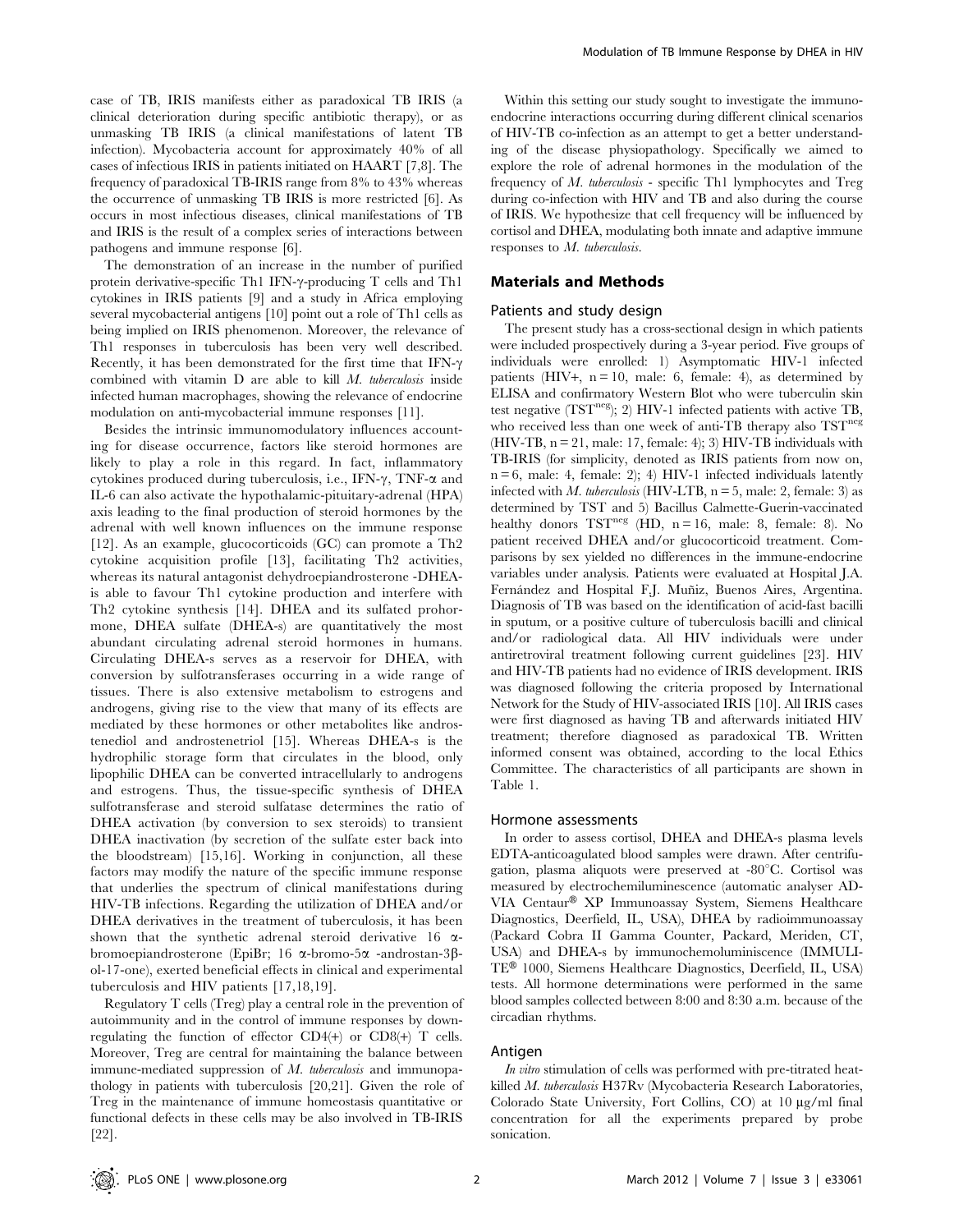case of TB, IRIS manifests either as paradoxical TB IRIS (a clinical deterioration during specific antibiotic therapy), or as unmasking TB IRIS (a clinical manifestations of latent TB infection). Mycobacteria account for approximately 40% of all cases of infectious IRIS in patients initiated on HAART [7,8]. The frequency of paradoxical TB-IRIS range from 8% to 43% whereas the occurrence of unmasking TB IRIS is more restricted [6]. As occurs in most infectious diseases, clinical manifestations of TB and IRIS is the result of a complex series of interactions between pathogens and immune response [6].

The demonstration of an increase in the number of purified protein derivative-specific Th1 IFN-γ-producing T cells and Th1 cytokines in IRIS patients [9] and a study in Africa employing several mycobacterial antigens [10] point out a role of Th1 cells as being implied on IRIS phenomenon. Moreover, the relevance of Th1 responses in tuberculosis has been very well described. Recently, it has been demonstrated for the first time that IFN-γ combined with vitamin D are able to kill *M. tuberculosis* inside infected human macrophages, showing the relevance of endocrine modulation on anti-mycobacterial immune responses [11].

Besides the intrinsic immunomodulatory influences accounting for disease occurrence, factors like steroid hormones are likely to play a role in this regard. In fact, inflammatory cytokines produced during tuberculosis, i.e., IFN-γ, TNF-α and IL-6 can also activate the hypothalamic-pituitary-adrenal (HPA) axis leading to the final production of steroid hormones by the adrenal with well known influences on the immune response [12]. As an example, glucocorticoids (GC) can promote a Th2 cytokine acquisition profile [13], facilitating Th2 activities, whereas its natural antagonist dehydroepiandrosterone -DHEA- is able to favour Th1 cytokine production and interfere with Th2 cytokine synthesis [14]. DHEA and its sulfated prohormone, DHEA sulfate (DHEA-s) are quantitatively the most abundant circulating adrenal steroid hormones in humans. Circulating DHEA-s serves as a reservoir for DHEA, with conversion by sulfotransferases occurring in a wide range of tissues. There is also extensive metabolism to estrogens and androgens, giving rise to the view that many of its effects are mediated by these hormones or other metabolites like androstenediol and androstenetriol [15]. Whereas DHEA-s is the hydrophilic storage form that circulates in the blood, only lipophilic DHEA can be converted intracellularly to androgens and estrogens. Thus, the tissue-specific synthesis of DHEA sulfotransferase and steroid sulfatase determines the ratio of DHEA activation (by conversion to sex steroids) to transient DHEA inactivation (by secretion of the sulfate ester back into the bloodstream) [15,16]. Working in conjunction, all these factors may modify the nature of the specific immune response that underlies the spectrum of clinical manifestations during HIV-TB infections. Regarding the utilization of DHEA and/or DHEA derivatives in the treatment of tuberculosis, it has been shown that the synthetic adrenal steroid derivative 16 α-bromoepiandrosterone (EpiBr; 16 α-bromo-5α -androstan-3β-ol-17-one), exerted beneficial effects in clinical and experimental tuberculosis and HIV patients [17,18,19].

Regulatory T cells (Treg) play a central role in the prevention of autoimmunity and in the control of immune responses by down-regulating the function of effector CD4(+) or CD8(+) T cells. Moreover, Treg are central for maintaining the balance between immune-mediated suppression of *M. tuberculosis* and immunopathology in patients with tuberculosis [20,21]. Given the role of Treg in the maintenance of immune homeostasis quantitative or functional defects in these cells may be also involved in TB-IRIS [22].

Within this setting our study sought to investigate the immuno-endocrine interactions occurring during different clinical scenarios of HIV-TB co-infection as an attempt to get a better understanding of the disease physiopathology. Specifically we aimed to explore the role of adrenal hormones in the modulation of the frequency of *M. tuberculosis* - specific Th1 lymphocytes and Treg during co-infection with HIV and TB and also during the course of IRIS. We hypothesize that cell frequency will be influenced by cortisol and DHEA, modulating both innate and adaptive immune responses to *M. tuberculosis*.

## Materials and Methods

### Patients and study design

The present study has a cross-sectional design in which patients were included prospectively during a 3-year period. Five groups of individuals were enrolled: 1) Asymptomatic HIV-1 infected patients (HIV+, n = 10, male: 6, female: 4), as determined by ELISA and confirmatory Western Blot who were tuberculin skin test negative (TST$^{neg}$); 2) HIV-1 infected patients with active TB, who received less than one week of anti-TB therapy also TST$^{neg}$ (HIV-TB, n = 21, male: 17, female: 4); 3) HIV-TB individuals with TB-IRIS (for simplicity, denoted as IRIS patients from now on, n = 6, male: 4, female: 2); 4) HIV-1 infected individuals latently infected with *M. tuberculosis* (HIV-LTB, n = 5, male: 2, female: 3) as determined by TST and 5) Bacillus Calmette-Guerin-vaccinated healthy donors TST$^{neg}$ (HD, n = 16, male: 8, female: 8). No patient received DHEA and/or glucocorticoid treatment. Comparisons by sex yielded no differences in the immune-endocrine variables under analysis. Patients were evaluated at Hospital J.A. Fernández and Hospital F.J. Muñiz, Buenos Aires, Argentina. Diagnosis of TB was based on the identification of acid-fast bacilli in sputum, or a positive culture of tuberculosis bacilli and clinical and/or radiological data. All HIV individuals were under antiretroviral treatment following current guidelines [23]. HIV and HIV-TB patients had no evidence of IRIS development. IRIS was diagnosed following the criteria proposed by International Network for the Study of HIV-associated IRIS [10]. All IRIS cases were first diagnosed as having TB and afterwards initiated HIV treatment; therefore diagnosed as paradoxical TB. Written informed consent was obtained, according to the local Ethics Committee. The characteristics of all participants are shown in Table 1.

### Hormone assessments

In order to assess cortisol, DHEA and DHEA-s plasma levels EDTA-anticoagulated blood samples were drawn. After centrifugation, plasma aliquots were preserved at -80°C. Cortisol was measured by electrochemiluminescence (automatic analyser ADVIA Centaur® XP Immunoassay System, Siemens Healthcare Diagnostics, Deerfield, IL, USA), DHEA by radioimmunoassay (Packard Cobra II Gamma Counter, Packard, Meriden, CT, USA) and DHEA-s by immunochemoluminiscence (IMMULITE® 1000, Siemens Healthcare Diagnostics, Deerfield, IL, USA) tests. All hormone determinations were performed in the same blood samples collected between 8:00 and 8:30 a.m. because of the circadian rhythms.

### Antigen

*In vitro* stimulation of cells was performed with pre-titrated heat-killed *M. tuberculosis* H37Rv (Mycobacteria Research Laboratories, Colorado State University, Fort Collins, CO) at 10 µg/ml final concentration for all the experiments prepared by probe sonication.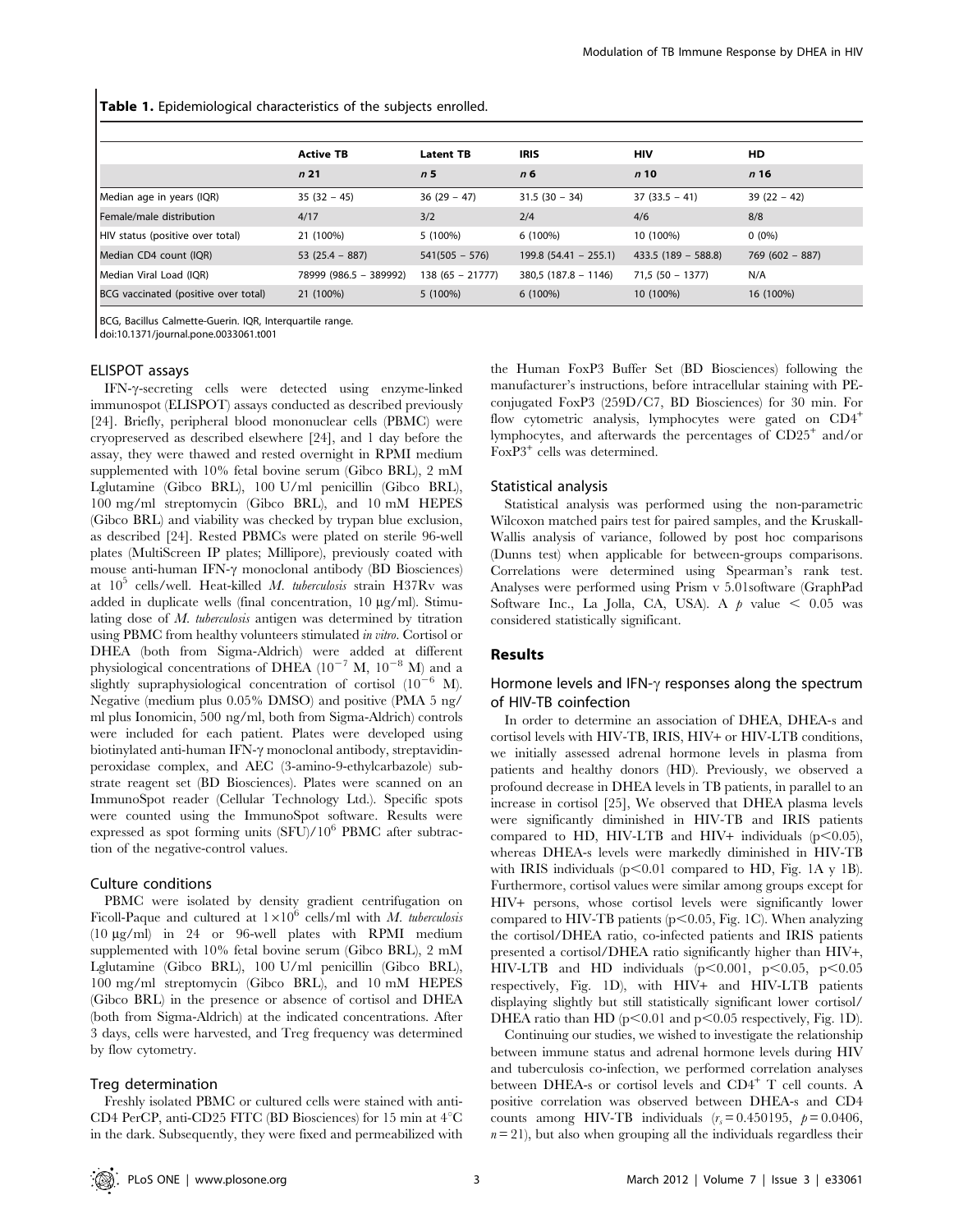**Table 1.** Epidemiological characteristics of the subjects enrolled.

| | Active TB | Latent TB | IRIS | HIV | HD |
|---|---|---|---|---|---|
| | *n* 21 | *n* 5 | *n* 6 | *n* 10 | *n* 16 |
| Median age in years (IQR) | 35 (32 – 45) | 36 (29 – 47) | 31.5 (30 – 34) | 37 (33.5 – 41) | 39 (22 – 42) |
| Female/male distribution | 4/17 | 3/2 | 2/4 | 4/6 | 8/8 |
| HIV status (positive over total) | 21 (100%) | 5 (100%) | 6 (100%) | 10 (100%) | 0 (0%) |
| Median CD4 count (IQR) | 53 (25.4 – 887) | 541(505 – 576) | 199.8 (54.41 – 255.1) | 433.5 (189 – 588.8) | 769 (602 – 887) |
| Median Viral Load (IQR) | 78999 (986.5 – 389992) | 138 (65 – 21777) | 380,5 (187.8 – 1146) | 71,5 (50 – 1377) | N/A |
| BCG vaccinated (positive over total) | 21 (100%) | 5 (100%) | 6 (100%) | 10 (100%) | 16 (100%) |

BCG, Bacillus Calmette-Guerin. IQR, Interquartile range.
doi:10.1371/journal.pone.0033061.t001

### ELISPOT assays

IFN-γ-secreting cells were detected using enzyme-linked immunospot (ELISPOT) assays conducted as described previously [24]. Briefly, peripheral blood mononuclear cells (PBMC) were cryopreserved as described elsewhere [24], and 1 day before the assay, they were thawed and rested overnight in RPMI medium supplemented with 10% fetal bovine serum (Gibco BRL), 2 mM Lglutamine (Gibco BRL), 100 U/ml penicillin (Gibco BRL), 100 mg/ml streptomycin (Gibco BRL), and 10 mM HEPES (Gibco BRL) and viability was checked by trypan blue exclusion, as described [24]. Rested PBMCs were plated on sterile 96-well plates (MultiScreen IP plates; Millipore), previously coated with mouse anti-human IFN-γ monoclonal antibody (BD Biosciences) at $10^5$ cells/well. Heat-killed *M. tuberculosis* strain H37Rv was added in duplicate wells (final concentration, 10 µg/ml). Stimulating dose of *M. tuberculosis* antigen was determined by titration using PBMC from healthy volunteers stimulated *in vitro*. Cortisol or DHEA (both from Sigma-Aldrich) were added at different physiological concentrations of DHEA ($10^{-7}$ M, $10^{-8}$ M) and a slightly supraphysiological concentration of cortisol ($10^{-6}$ M). Negative (medium plus 0.05% DMSO) and positive (PMA 5 ng/ml plus Ionomicin, 500 ng/ml, both from Sigma-Aldrich) controls were included for each patient. Plates were developed using biotinylated anti-human IFN-γ monoclonal antibody, streptavidin-peroxidase complex, and AEC (3-amino-9-ethylcarbazole) substrate reagent set (BD Biosciences). Plates were scanned on an ImmunoSpot reader (Cellular Technology Ltd.). Specific spots were counted using the ImmunoSpot software. Results were expressed as spot forming units (SFU)/$10^6$ PBMC after subtraction of the negative-control values.

### Culture conditions

PBMC were isolated by density gradient centrifugation on Ficoll-Paque and cultured at $1\times10^6$ cells/ml with *M. tuberculosis* (10 µg/ml) in 24 or 96-well plates with RPMI medium supplemented with 10% fetal bovine serum (Gibco BRL), 2 mM Lglutamine (Gibco BRL), 100 U/ml penicillin (Gibco BRL), 100 mg/ml streptomycin (Gibco BRL), and 10 mM HEPES (Gibco BRL) in the presence or absence of cortisol and DHEA (both from Sigma-Aldrich) at the indicated concentrations. After 3 days, cells were harvested, and Treg frequency was determined by flow cytometry.

### Treg determination

Freshly isolated PBMC or cultured cells were stained with anti-CD4 PerCP, anti-CD25 FITC (BD Biosciences) for 15 min at 4°C in the dark. Subsequently, they were fixed and permeabilized with the Human FoxP3 Buffer Set (BD Biosciences) following the manufacturer's instructions, before intracellular staining with PE-conjugated FoxP3 (259D/C7, BD Biosciences) for 30 min. For flow cytometric analysis, lymphocytes were gated on $CD4^+$ lymphocytes, and afterwards the percentages of $CD25^+$ and/or $FoxP3^+$ cells was determined.

### Statistical analysis

Statistical analysis was performed using the non-parametric Wilcoxon matched pairs test for paired samples, and the Kruskall-Wallis analysis of variance, followed by post hoc comparisons (Dunns test) when applicable for between-groups comparisons. Correlations were determined using Spearman's rank test. Analyses were performed using Prism v 5.01software (GraphPad Software Inc., La Jolla, CA, USA). A $p$ value $< 0.05$ was considered statistically significant.

## Results

### Hormone levels and IFN-γ responses along the spectrum of HIV-TB coinfection

In order to determine an association of DHEA, DHEA-s and cortisol levels with HIV-TB, IRIS, HIV+ or HIV-LTB conditions, we initially assessed adrenal hormone levels in plasma from patients and healthy donors (HD). Previously, we observed a profound decrease in DHEA levels in TB patients, in parallel to an increase in cortisol [25], We observed that DHEA plasma levels were significantly diminished in HIV-TB and IRIS patients compared to HD, HIV-LTB and HIV+ individuals ($p<0.05$), whereas DHEA-s levels were markedly diminished in HIV-TB with IRIS individuals ($p<0.01$ compared to HD, Fig. 1A y 1B). Furthermore, cortisol values were similar among groups except for HIV+ persons, whose cortisol levels were significantly lower compared to HIV-TB patients ($p<0.05$, Fig. 1C). When analyzing the cortisol/DHEA ratio, co-infected patients and IRIS patients presented a cortisol/DHEA ratio significantly higher than HIV+, HIV-LTB and HD individuals ($p<0.001$, $p<0.05$, $p<0.05$ respectively, Fig. 1D), with HIV+ and HIV-LTB patients displaying slightly but still statistically significant lower cortisol/DHEA ratio than HD ($p<0.01$ and $p<0.05$ respectively, Fig. 1D).

Continuing our studies, we wished to investigate the relationship between immune status and adrenal hormone levels during HIV and tuberculosis co-infection, we performed correlation analyses between DHEA-s or cortisol levels and $CD4^+$ T cell counts. A positive correlation was observed between DHEA-s and CD4 counts among HIV-TB individuals ($r_s = 0.450195$, $p = 0.0406$, $n = 21$), but also when grouping all the individuals regardless their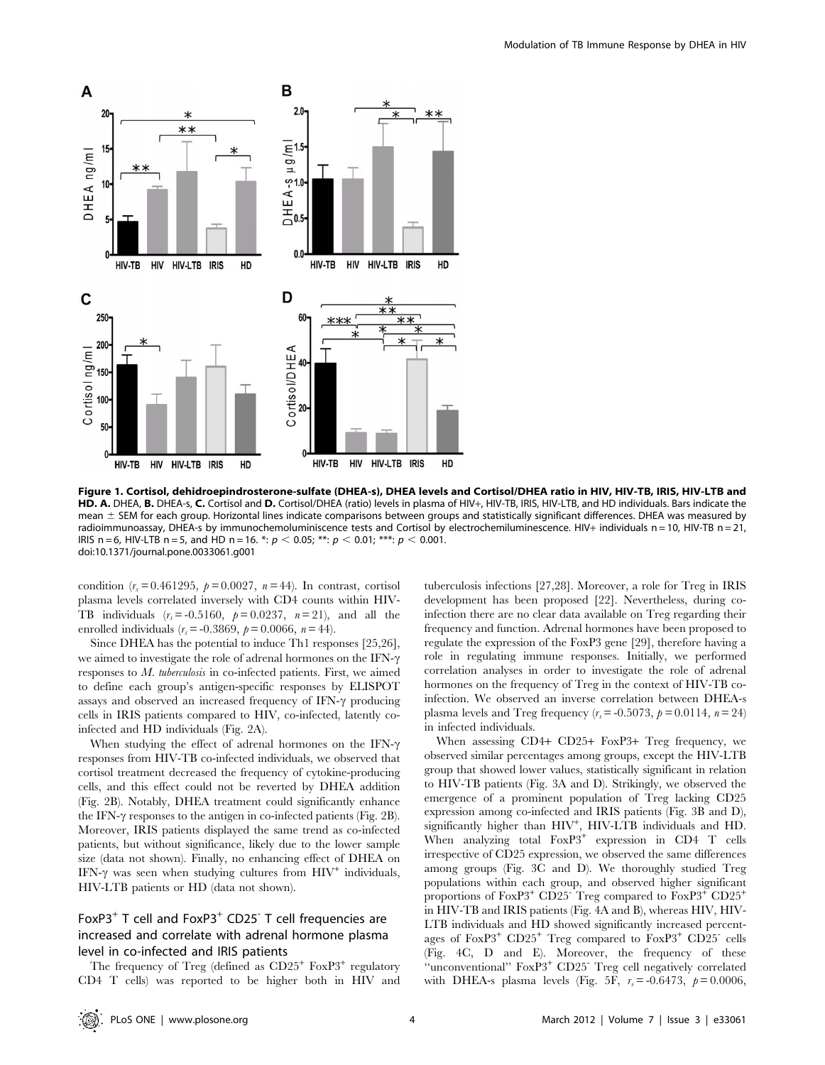**Figure 1. Cortisol, dehidroepindrosterone-sulfate (DHEA-s), DHEA levels and Cortisol/DHEA ratio in HIV, HIV-TB, IRIS, HIV-LTB and HD. A.** DHEA, **B.** DHEA-s, **C.** Cortisol and **D.** Cortisol/DHEA (ratio) levels in plasma of HIV+, HIV-TB, IRIS, HIV-LTB, and HD individuals. Bars indicate the mean ± SEM for each group. Horizontal lines indicate comparisons between groups and statistically significant differences. DHEA was measured by radioimmunoassay, DHEA-s by immunochemoluminiscence tests and Cortisol by electrochemiluminescence. HIV+ individuals n = 10, HIV-TB n = 21, IRIS n = 6, HIV-LTB n = 5, and HD n = 16. *: $p < 0.05$; **: $p < 0.01$; ***: $p < 0.001$.
doi:10.1371/journal.pone.0033061.g001

condition ($r_s = 0.461295$, $p = 0.0027$, $n = 44$). In contrast, cortisol plasma levels correlated inversely with CD4 counts within HIV-TB individuals ($r_s = -0.5160$, $p = 0.0237$, $n = 21$), and all the enrolled individuals ($r_s = -0.3869$, $p = 0.0066$, $n = 44$).

Since DHEA has the potential to induce Th1 responses [25,26], we aimed to investigate the role of adrenal hormones on the IFN-γ responses to *M. tuberculosis* in co-infected patients. First, we aimed to define each group's antigen-specific responses by ELISPOT assays and observed an increased frequency of IFN-γ producing cells in IRIS patients compared to HIV, co-infected, latently co-infected and HD individuals (Fig. 2A).

When studying the effect of adrenal hormones on the IFN-γ responses from HIV-TB co-infected individuals, we observed that cortisol treatment decreased the frequency of cytokine-producing cells, and this effect could not be reverted by DHEA addition (Fig. 2B). Notably, DHEA treatment could significantly enhance the IFN-γ responses to the antigen in co-infected patients (Fig. 2B). Moreover, IRIS patients displayed the same trend as co-infected patients, but without significance, likely due to the lower sample size (data not shown). Finally, no enhancing effect of DHEA on IFN-γ was seen when studying cultures from HIV$^{+}$ individuals, HIV-LTB patients or HD (data not shown).

## FoxP3$^{+}$ T cell and FoxP3$^{+}$ CD25$^{-}$ T cell frequencies are increased and correlate with adrenal hormone plasma level in co-infected and IRIS patients

The frequency of Treg (defined as CD25$^{+}$ FoxP3$^{+}$ regulatory CD4 T cells) was reported to be higher both in HIV and tuberculosis infections [27,28]. Moreover, a role for Treg in IRIS development has been proposed [22]. Nevertheless, during co-infection there are no clear data available on Treg regarding their frequency and function. Adrenal hormones have been proposed to regulate the expression of the FoxP3 gene [29], therefore having a role in regulating immune responses. Initially, we performed correlation analyses in order to investigate the role of adrenal hormones on the frequency of Treg in the context of HIV-TB co-infection. We observed an inverse correlation between DHEA-s plasma levels and Treg frequency ($r_s = -0.5073$, $p = 0.0114$, $n = 24$) in infected individuals.

When assessing CD4+ CD25+ FoxP3+ Treg frequency, we observed similar percentages among groups, except the HIV-LTB group that showed lower values, statistically significant in relation to HIV-TB patients (Fig. 3A and D). Strikingly, we observed the emergence of a prominent population of Treg lacking CD25 expression among co-infected and IRIS patients (Fig. 3B and D), significantly higher than HIV$^{+}$, HIV-LTB individuals and HD. When analyzing total FoxP3$^{+}$ expression in CD4 T cells irrespective of CD25 expression, we observed the same differences among groups (Fig. 3C and D). We thoroughly studied Treg populations within each group, and observed higher significant proportions of FoxP3$^{+}$ CD25$^{-}$ Treg compared to FoxP3$^{+}$ CD25$^{+}$ in HIV-TB and IRIS patients (Fig. 4A and B), whereas HIV, HIV-LTB individuals and HD showed significantly increased percentages of FoxP3$^{+}$ CD25$^{+}$ Treg compared to FoxP3$^{+}$ CD25$^{-}$ cells (Fig. 4C, D and E). Moreover, the frequency of these "unconventional" FoxP3$^{+}$ CD25$^{-}$ Treg cell negatively correlated with DHEA-s plasma levels (Fig. 5F, $r_s = -0.6473$, $p = 0.0006$,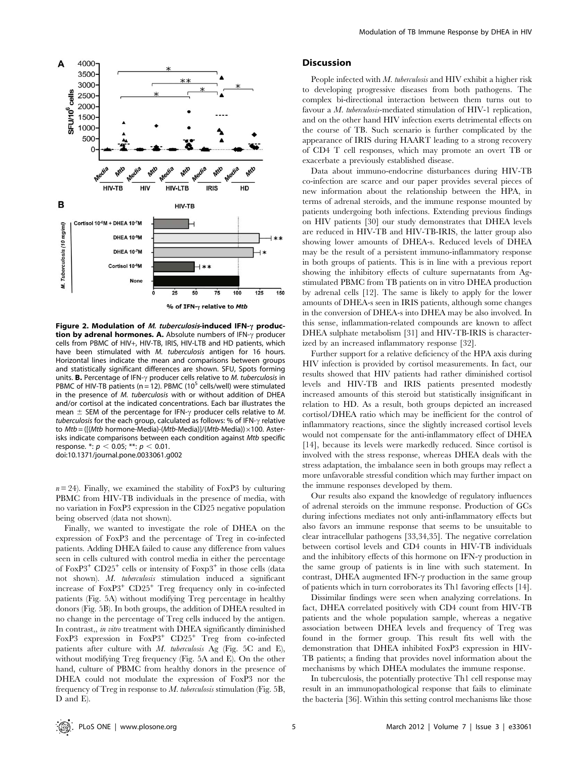Figure 2. Modulation of *M. tuberculosis*-induced IFN-γ production by adrenal hormones. A. Absolute numbers of IFN-γ producer cells from PBMC of HIV+, HIV-TB, IRIS, HIV-LTB and HD patients, which have been stimulated with *M. tuberculosis* antigen for 16 hours. Horizontal lines indicate the mean and comparisons between groups and statistically significant differences are shown. SFU, Spots forming units. B. Percentage of IFN-γ producer cells relative to *M. tuberculosis* in PBMC of HIV-TB patients (n = 12). PBMC ($10^5$ cells/well) were stimulated in the presence of *M. tuberculosis* with or without addition of DHEA and/or cortisol at the indicated concentrations. Each bar illustrates the mean ± SEM of the percentage for IFN-γ producer cells relative to *M. tuberculosis* for the each group, calculated as follows: % of IFN-γ relative to *Mtb* = ([(*Mtb* hormone-Media)-(*Mtb*-Media)]/(*Mtb*-Media))×100. Asterisks indicate comparisons between each condition against *Mtb* specific response. *: $p < 0.05$; **: $p < 0.01$.
doi:10.1371/journal.pone.0033061.g002

$n = 24$). Finally, we examined the stability of FoxP3 by culturing PBMC from HIV-TB individuals in the presence of media, with no variation in FoxP3 expression in the CD25 negative population being observed (data not shown).

Finally, we wanted to investigate the role of DHEA on the expression of FoxP3 and the percentage of Treg in co-infected patients. Adding DHEA failed to cause any difference from values seen in cells cultured with control media in either the percentage of FoxP3$^+$ CD25$^+$ cells or intensity of Foxp3$^+$ in those cells (data not shown). *M. tuberculosis* stimulation induced a significant increase of FoxP3$^+$ CD25$^+$ Treg frequency only in co-infected patients (Fig. 5A) without modifying Treg percentage in healthy donors (Fig. 5B). In both groups, the addition of DHEA resulted in no change in the percentage of Treg cells induced by the antigen. In contrast,, *in vitro* treatment with DHEA significantly diminished FoxP3 expression in FoxP3$^+$ CD25$^+$ Treg from co-infected patients after culture with *M. tuberculosis* Ag (Fig. 5C and E), without modifying Treg frequency (Fig. 5A and E). On the other hand, culture of PBMC from healthy donors in the presence of DHEA could not modulate the expression of FoxP3 nor the frequency of Treg in response to *M. tuberculosis* stimulation (Fig. 5B, D and E).

## Discussion

People infected with *M. tuberculosis* and HIV exhibit a higher risk to developing progressive diseases from both pathogens. The complex bi-directional interaction between them turns out to favour a *M. tuberculosis*-mediated stimulation of HIV-1 replication, and on the other hand HIV infection exerts detrimental effects on the course of TB. Such scenario is further complicated by the appearance of IRIS during HAART leading to a strong recovery of CD4 T cell responses, which may promote an overt TB or exacerbate a previously established disease.

Data about immuno-endocrine disturbances during HIV-TB co-infection are scarce and our paper provides several pieces of new information about the relationship between the HPA, in terms of adrenal steroids, and the immune response mounted by patients undergoing both infections. Extending previous findings on HIV patients [30] our study demonstrates that DHEA levels are reduced in HIV-TB and HIV-TB-IRIS, the latter group also showing lower amounts of DHEA-s. Reduced levels of DHEA may be the result of a persistent immuno-inflammatory response in both groups of patients. This is in line with a previous report showing the inhibitory effects of culture supernatants from Ag-stimulated PBMC from TB patients on in vitro DHEA production by adrenal cells [12]. The same is likely to apply for the lower amounts of DHEA-s seen in IRIS patients, although some changes in the conversion of DHEA-s into DHEA may be also involved. In this sense, inflammation-related compounds are known to affect DHEA sulphate metabolism [31] and HIV-TB-IRIS is characterized by an increased inflammatory response [32].

Further support for a relative deficiency of the HPA axis during HIV infection is provided by cortisol measurements. In fact, our results showed that HIV patients had rather diminished cortisol levels and HIV-TB and IRIS patients presented modestly increased amounts of this steroid but statistically insignificant in relation to HD. As a result, both groups depicted an increased cortisol/DHEA ratio which may be inefficient for the control of inflammatory reactions, since the slightly increased cortisol levels would not compensate for the anti-inflammatory effect of DHEA [14], because its levels were markedly reduced. Since cortisol is involved with the stress response, whereas DHEA deals with the stress adaptation, the imbalance seen in both groups may reflect a more unfavorable stressful condition which may further impact on the immune responses developed by them.

Our results also expand the knowledge of regulatory influences of adrenal steroids on the immune response. Production of GCs during infections mediates not only anti-inflammatory effects but also favors an immune response that seems to be unsuitable to clear intracellular pathogens [33,34,35]. The negative correlation between cortisol levels and CD4 counts in HIV-TB individuals and the inhibitory effects of this hormone on IFN-γ production in the same group of patients is in line with such statement. In contrast, DHEA augmented IFN-γ production in the same group of patients which in turn corroborates its Th1 favoring effects [14].

Dissimilar findings were seen when analyzing correlations. In fact, DHEA correlated positively with CD4 count from HIV-TB patients and the whole population sample, whereas a negative association between DHEA levels and frequency of Treg was found in the former group. This result fits well with the demonstration that DHEA inhibited FoxP3 expression in HIV-TB patients; a finding that provides novel information about the mechanisms by which DHEA modulates the immune response.

In tuberculosis, the potentially protective Th1 cell response may result in an immunopathological response that fails to eliminate the bacteria [36]. Within this setting control mechanisms like those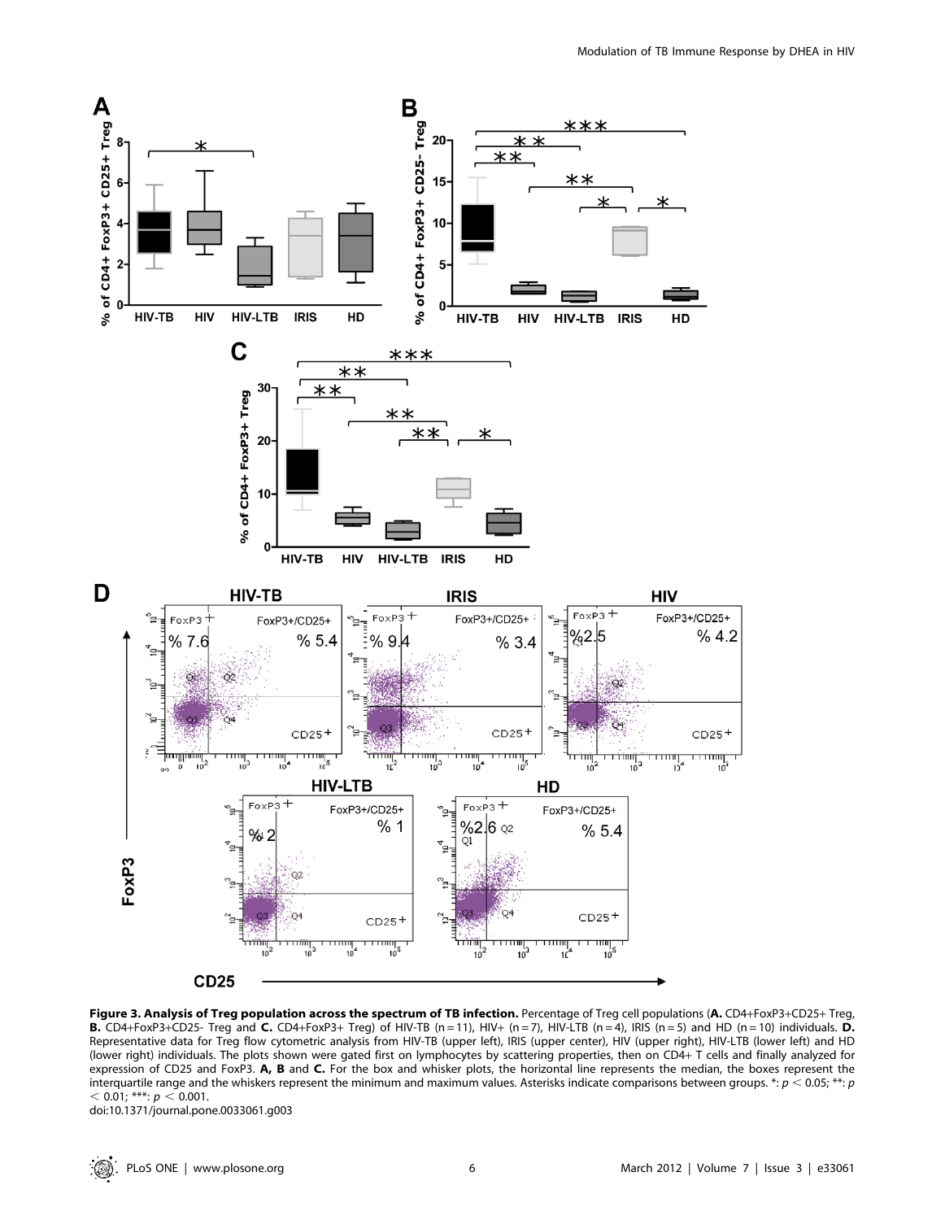**Figure 3. Analysis of Treg population across the spectrum of TB infection.** Percentage of Treg cell populations (**A.** CD4+FoxP3+CD25+ Treg, **B.** CD4+FoxP3+CD25- Treg and **C.** CD4+FoxP3+ Treg) of HIV-TB (n = 11), HIV+ (n = 7), HIV-LTB (n = 4), IRIS (n = 5) and HD (n = 10) individuals. **D.** Representative data for Treg flow cytometric analysis from HIV-TB (upper left), IRIS (upper center), HIV (upper right), HIV-LTB (lower left) and HD (lower right) individuals. The plots shown were gated first on lymphocytes by scattering properties, then on CD4+ T cells and finally analyzed for expression of CD25 and FoxP3. **A, B** and **C.** For the box and whisker plots, the horizontal line represents the median, the boxes represent the interquartile range and the whiskers represent the minimum and maximum values. Asterisks indicate comparisons between groups. *: $p < 0.05$; **: $p < 0.01$; ***: $p < 0.001$.

doi:10.1371/journal.pone.0033061.g003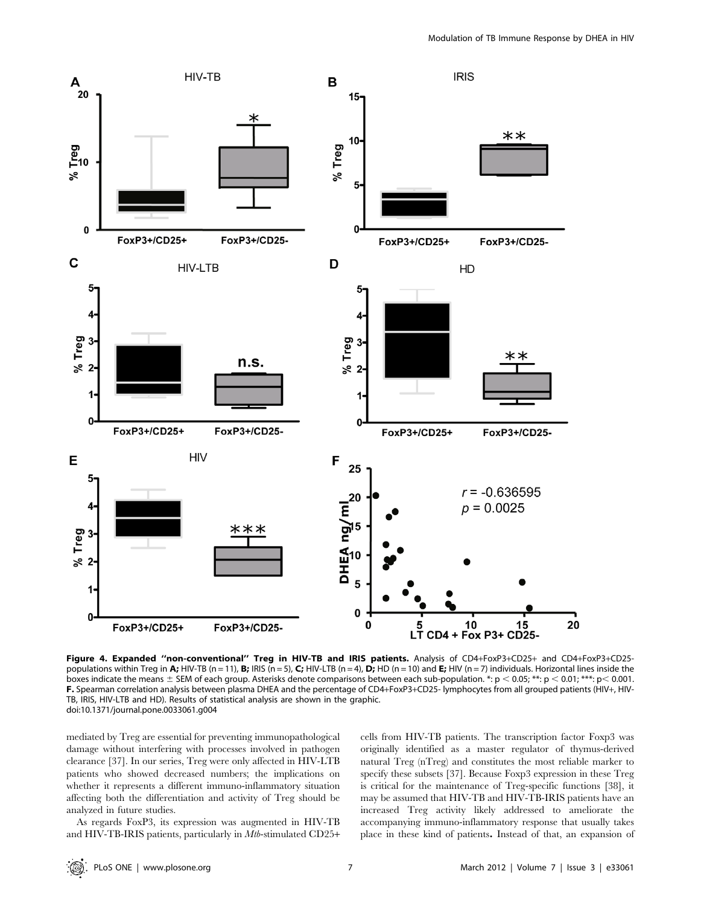**Figure 4. Expanded ''non-conventional'' Treg in HIV-TB and IRIS patients.** Analysis of CD4+FoxP3+CD25+ and CD4+FoxP3+CD25- populations within Treg in **A;** HIV-TB (n = 11), **B;** IRIS (n = 5), **C;** HIV-LTB (n = 4), **D;** HD (n = 10) and **E;** HIV (n = 7) individuals. Horizontal lines inside the boxes indicate the means ± SEM of each group. Asterisks denote comparisons between each sub-population. *: $p < 0.05$; **: $p < 0.01$; ***: $p < 0.001$. **F.** Spearman correlation analysis between plasma DHEA and the percentage of CD4+FoxP3+CD25- lymphocytes from all grouped patients (HIV+, HIV-TB, IRIS, HIV-LTB and HD). Results of statistical analysis are shown in the graphic.
doi:10.1371/journal.pone.0033061.g004

mediated by Treg are essential for preventing immunopathological damage without interfering with processes involved in pathogen clearance [37]. In our series, Treg were only affected in HIV-LTB patients who showed decreased numbers; the implications on whether it represents a different immuno-inflammatory situation affecting both the differentiation and activity of Treg should be analyzed in future studies.

As regards FoxP3, its expression was augmented in HIV-TB and HIV-TB-IRIS patients, particularly in *Mtb*-stimulated CD25+ cells from HIV-TB patients. The transcription factor Foxp3 was originally identified as a master regulator of thymus-derived natural Treg (nTreg) and constitutes the most reliable marker to specify these subsets [37]. Because Foxp3 expression in these Treg is critical for the maintenance of Treg-specific functions [38], it may be assumed that HIV-TB and HIV-TB-IRIS patients have an increased Treg activity likely addressed to ameliorate the accompanying immuno-inflammatory response that usually takes place in these kind of patients**.** Instead of that, an expansion of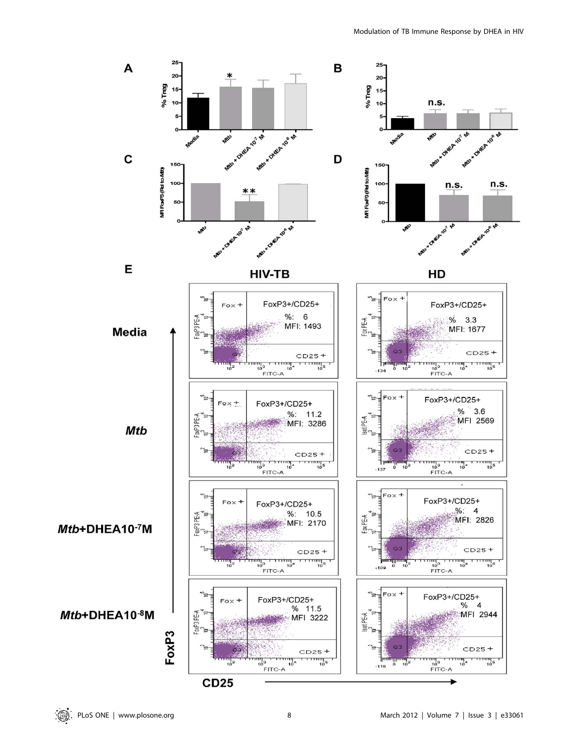**A**

% Treg: Media; *Mtb* (*); Mtb + DHEA $10^{-7}$ M; Mtb + DHEA $10^{-8}$ M

**B**

% Treg: Media; Mtb (n.s.); Mtb + DHEA $10^{-7}$ M; Mtb + DHEA $10^{-8}$ M

**C**

MFI FoxP3 (Rel to *Mtb*): Mtb; Mtb + DHEA $10^{-7}$ M (**); Mtb + DHEA $10^{-8}$ M

**D**

MFI FoxP3 (Rel to *Mtb*): Mtb; Mtb + DHEA $10^{-7}$ M (n.s.); Mtb + DHEA $10^{-8}$ M (n.s.)

**E**

| | HIV-TB | HD |
|---|---|---|
| Media | FoxP3+/CD25+ %: 6 MFI: 1493 | FoxP3+/CD25+ % 3.3 MFI: 1677 |
| *Mtb* | FoxP3+/CD25+ %: 11.2 MFI: 3286 | FoxP3+/CD25+ % 3.6 MFI 2569 |
| *Mtb*+DHEA$10^{-7}$M | FoxP3+/CD25+ %: 10.5 MFI: 2170 | FoxP3+/CD25+ %: 4 MFI: 2826 |
| *Mtb*+DHEA$10^{-8}$M | FoxP3+/CD25+ % 11.5 MFI 3222 | FoxP3+/CD25+ % 4 MFI 2944 |

FoxP3 (y-axis); CD25 (x-axis)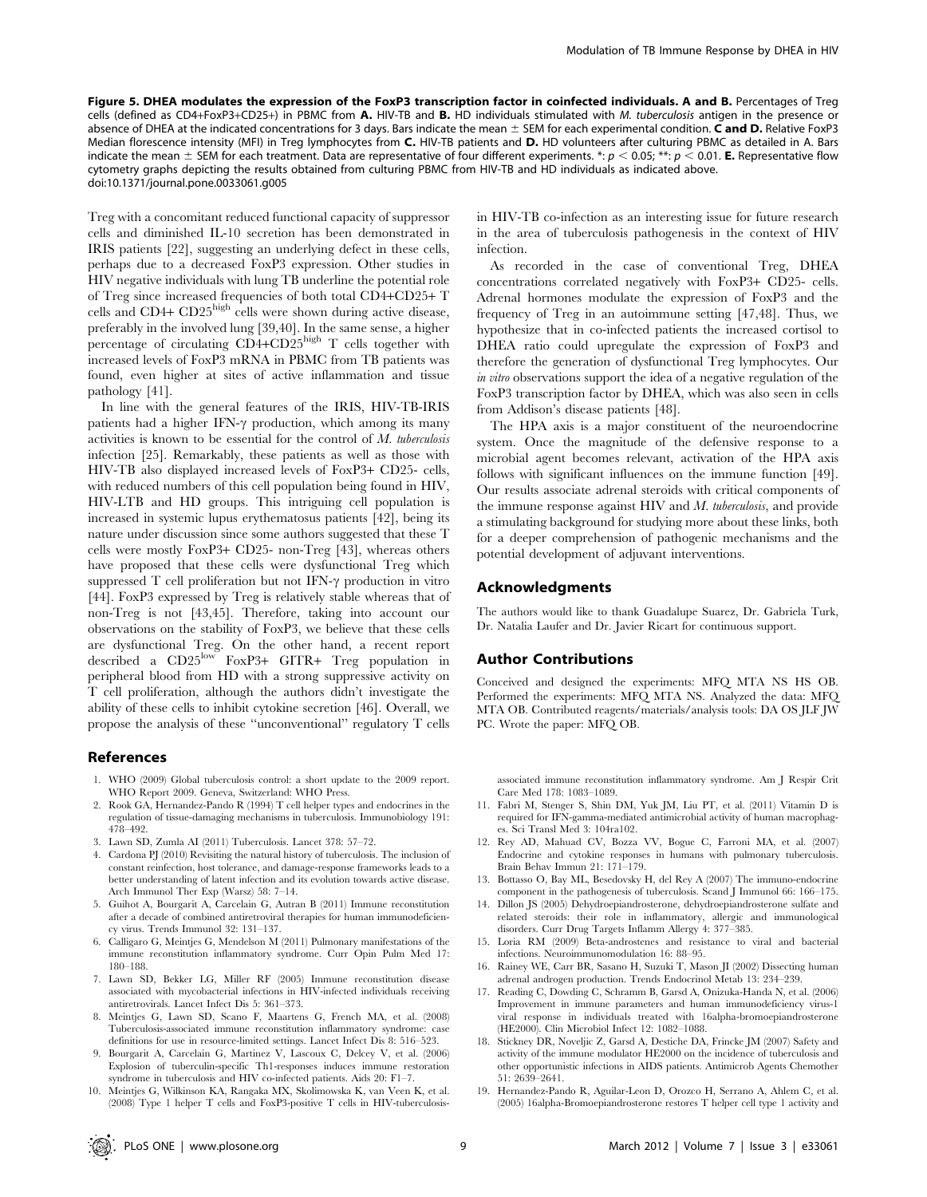**Figure 5. DHEA modulates the expression of the FoxP3 transcription factor in coinfected individuals. A and B.** Percentages of Treg cells (defined as CD4+FoxP3+CD25+) in PBMC from **A.** HIV-TB and **B.** HD individuals stimulated with *M. tuberculosis* antigen in the presence or absence of DHEA at the indicated concentrations for 3 days. Bars indicate the mean ± SEM for each experimental condition. **C and D.** Relative FoxP3 Median florescence intensity (MFI) in Treg lymphocytes from **C.** HIV-TB patients and **D.** HD volunteers after culturing PBMC as detailed in A. Bars indicate the mean ± SEM for each treatment. Data are representative of four different experiments. *: $p < 0.05$; **: $p < 0.01$. **E.** Representative flow cytometry graphs depicting the results obtained from culturing PBMC from HIV-TB and HD individuals as indicated above.
doi:10.1371/journal.pone.0033061.g005

Treg with a concomitant reduced functional capacity of suppressor cells and diminished IL-10 secretion has been demonstrated in IRIS patients [22], suggesting an underlying defect in these cells, perhaps due to a decreased FoxP3 expression. Other studies in HIV negative individuals with lung TB underline the potential role of Treg since increased frequencies of both total CD4+CD25+ T cells and CD4+ $CD25^{high}$ cells were shown during active disease, preferably in the involved lung [39,40]. In the same sense, a higher percentage of circulating $CD4+CD25^{high}$ T cells together with increased levels of FoxP3 mRNA in PBMC from TB patients was found, even higher at sites of active inflammation and tissue pathology [41].

In line with the general features of the IRIS, HIV-TB-IRIS patients had a higher IFN-γ production, which among its many activities is known to be essential for the control of *M. tuberculosis* infection [25]. Remarkably, these patients as well as those with HIV-TB also displayed increased levels of FoxP3+ CD25- cells, with reduced numbers of this cell population being found in HIV, HIV-LTB and HD groups. This intriguing cell population is increased in systemic lupus erythematosus patients [42], being its nature under discussion since some authors suggested that these T cells were mostly FoxP3+ CD25- non-Treg [43], whereas others have proposed that these cells were dysfunctional Treg which suppressed T cell proliferation but not IFN-γ production in vitro [44]. FoxP3 expressed by Treg is relatively stable whereas that of non-Treg is not [43,45]. Therefore, taking into account our observations on the stability of FoxP3, we believe that these cells are dysfunctional Treg. On the other hand, a recent report described a $CD25^{low}$ FoxP3+ GITR+ Treg population in peripheral blood from HD with a strong suppressive activity on T cell proliferation, although the authors didn't investigate the ability of these cells to inhibit cytokine secretion [46]. Overall, we propose the analysis of these "unconventional" regulatory T cells in HIV-TB co-infection as an interesting issue for future research in the area of tuberculosis pathogenesis in the context of HIV infection.

As recorded in the case of conventional Treg, DHEA concentrations correlated negatively with FoxP3+ CD25- cells. Adrenal hormones modulate the expression of FoxP3 and the frequency of Treg in an autoimmune setting [47,48]. Thus, we hypothesize that in co-infected patients the increased cortisol to DHEA ratio could upregulate the expression of FoxP3 and therefore the generation of dysfunctional Treg lymphocytes. Our *in vitro* observations support the idea of a negative regulation of the FoxP3 transcription factor by DHEA, which was also seen in cells from Addison's disease patients [48].

The HPA axis is a major constituent of the neuroendocrine system. Once the magnitude of the defensive response to a microbial agent becomes relevant, activation of the HPA axis follows with significant influences on the immune function [49]. Our results associate adrenal steroids with critical components of the immune response against HIV and *M. tuberculosis*, and provide a stimulating background for studying more about these links, both for a deeper comprehension of pathogenic mechanisms and the potential development of adjuvant interventions.

## Acknowledgments

The authors would like to thank Guadalupe Suarez, Dr. Gabriela Turk, Dr. Natalia Laufer and Dr. Javier Ricart for continuous support.

## Author Contributions

Conceived and designed the experiments: MFQ MTA NS HS OB. Performed the experiments: MFQ MTA NS. Analyzed the data: MFQ MTA OB. Contributed reagents/materials/analysis tools: DA OS JLF JW PC. Wrote the paper: MFQ OB.

## References

1. WHO (2009) Global tuberculosis control: a short update to the 2009 report. WHO Report 2009. Geneva, Switzerland: WHO Press.
2. Rook GA, Hernandez-Pando R (1994) T cell helper types and endocrines in the regulation of tissue-damaging mechanisms in tuberculosis. Immunobiology 191: 478–492.
3. Lawn SD, Zumla AI (2011) Tuberculosis. Lancet 378: 57–72.
4. Cardona PJ (2010) Revisiting the natural history of tuberculosis. The inclusion of constant reinfection, host tolerance, and damage-response frameworks leads to a better understanding of latent infection and its evolution towards active disease. Arch Immunol Ther Exp (Warsz) 58: 7–14.
5. Guihot A, Bourgarit A, Carcelain G, Autran B (2011) Immune reconstitution after a decade of combined antiretroviral therapies for human immunodeficiency virus. Trends Immunol 32: 131–137.
6. Calligaro G, Meintjes G, Mendelson M (2011) Pulmonary manifestations of the immune reconstitution inflammatory syndrome. Curr Opin Pulm Med 17: 180–188.
7. Lawn SD, Bekker LG, Miller RF (2005) Immune reconstitution disease associated with mycobacterial infections in HIV-infected individuals receiving antiretrovirals. Lancet Infect Dis 5: 361–373.
8. Meintjes G, Lawn SD, Scano F, Maartens G, French MA, et al. (2008) Tuberculosis-associated immune reconstitution inflammatory syndrome: case definitions for use in resource-limited settings. Lancet Infect Dis 8: 516–523.
9. Bourgarit A, Carcelain G, Martinez V, Lascoux C, Delcey V, et al. (2006) Explosion of tuberculin-specific Th1-responses induces immune restoration syndrome in tuberculosis and HIV co-infected patients. Aids 20: F1–7.
10. Meintjes G, Wilkinson KA, Rangaka MX, Skolimowska K, van Veen K, et al. (2008) Type 1 helper T cells and FoxP3-positive T cells in HIV-tuberculosis-associated immune reconstitution inflammatory syndrome. Am J Respir Crit Care Med 178: 1083–1089.
11. Fabri M, Stenger S, Shin DM, Yuk JM, Liu PT, et al. (2011) Vitamin D is required for IFN-gamma-mediated antimicrobial activity of human macrophages. Sci Transl Med 3: 104ra102.
12. Rey AD, Mahuad CV, Bozza VV, Bogue C, Farroni MA, et al. (2007) Endocrine and cytokine responses in humans with pulmonary tuberculosis. Brain Behav Immun 21: 171–179.
13. Bottasso O, Bay ML, Besedovsky H, del Rey A (2007) The immuno-endocrine component in the pathogenesis of tuberculosis. Scand J Immunol 66: 166–175.
14. Dillon JS (2005) Dehydroepiandrosterone, dehydroepiandrosterone sulfate and related steroids: their role in inflammatory, allergic and immunological disorders. Curr Drug Targets Inflamm Allergy 4: 377–385.
15. Loria RM (2009) Beta-androstenes and resistance to viral and bacterial infections. Neuroimmunomodulation 16: 88–95.
16. Rainey WE, Carr BR, Sasano H, Suzuki T, Mason JI (2002) Dissecting human adrenal androgen production. Trends Endocrinol Metab 13: 234–239.
17. Reading C, Dowding C, Schramm B, Garsd A, Onizuka-Handa N, et al. (2006) Improvement in immune parameters and human immunodeficiency virus-1 viral response in individuals treated with 16alpha-bromoepiandrosterone (HE2000). Clin Microbiol Infect 12: 1082–1088.
18. Stickney DR, Noveljic Z, Garsd A, Destiche DA, Frincke JM (2007) Safety and activity of the immune modulator HE2000 on the incidence of tuberculosis and other opportunistic infections in AIDS patients. Antimicrob Agents Chemother 51: 2639–2641.
19. Hernandez-Pando R, Aguilar-Leon D, Orozco H, Serrano A, Ahlem C, et al. (2005) 16alpha-Bromoepiandrosterone restores T helper cell type 1 activity and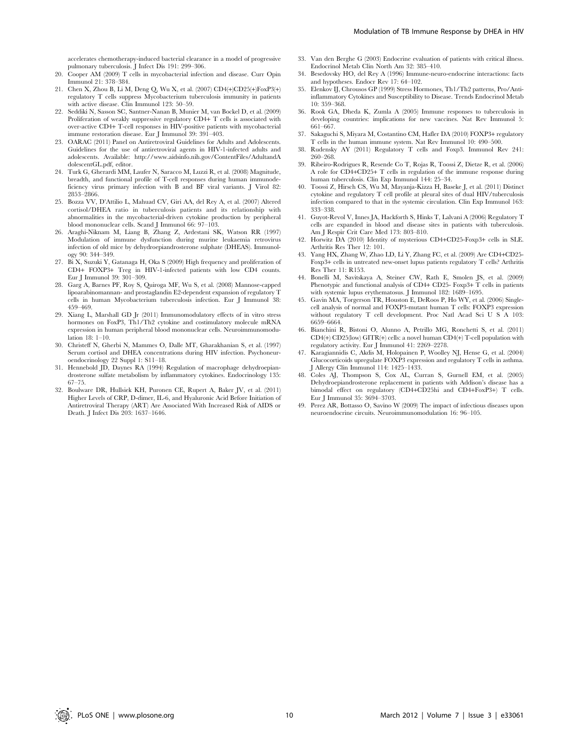accelerates chemotherapy-induced bacterial clearance in a model of progressive pulmonary tuberculosis. J Infect Dis 191: 299–306.

20. Cooper AM (2009) T cells in mycobacterial infection and disease. Curr Opin Immunol 21: 378–384.
21. Chen X, Zhou B, Li M, Deng Q, Wu X, et al. (2007) CD4(+)CD25(+)FoxP3(+) regulatory T cells suppress Mycobacterium tuberculosis immunity in patients with active disease. Clin Immunol 123: 50–59.
22. Seddiki N, Sasson SC, Santner-Nanan B, Munier M, van Bockel D, et al. (2009) Proliferation of weakly suppressive regulatory CD4+ T cells is associated with over-active CD4+ T-cell responses in HIV-positive patients with mycobacterial immune restoration disease. Eur J Immunol 39: 391–403.
23. OARAC (2011) Panel on Antiretroviral Guidelines for Adults and Adolescents. Guidelines for the use of antiretroviral agents in HIV-1-infected adults and adolescents. Available: http://www.aidsinfo.nih.gov/ContentFiles/AdultandAdolescentGL.pdf, editor.
24. Turk G, Gherardi MM, Laufer N, Saracco M, Luzzi R, et al. (2008) Magnitude, breadth, and functional profile of T-cell responses during human immunodeficiency virus primary infection with B and BF viral variants. J Virol 82: 2853–2866.
25. Bozza VV, D'Attilio L, Mahuad CV, Giri AA, del Rey A, et al. (2007) Altered cortisol/DHEA ratio in tuberculosis patients and its relationship with abnormalities in the mycobacterial-driven cytokine production by peripheral blood mononuclear cells. Scand J Immunol 66: 97–103.
26. Araghi-Niknam M, Liang B, Zhang Z, Ardestani SK, Watson RR (1997) Modulation of immune dysfunction during murine leukaemia retrovirus infection of old mice by dehydroepiandrosterone sulphate (DHEAS). Immunology 90: 344–349.
27. Bi X, Suzuki Y, Gatanaga H, Oka S (2009) High frequency and proliferation of CD4+ FOXP3+ Treg in HIV-1-infected patients with low CD4 counts. Eur J Immunol 39: 301–309.
28. Garg A, Barnes PF, Roy S, Quiroga MF, Wu S, et al. (2008) Mannose-capped lipoarabinomannan- and prostaglandin E2-dependent expansion of regulatory T cells in human Mycobacterium tuberculosis infection. Eur J Immunol 38: 459–469.
29. Xiang L, Marshall GD Jr (2011) Immunomodulatory effects of in vitro stress hormones on FoxP3, Th1/Th2 cytokine and costimulatory molecule mRNA expression in human peripheral blood mononuclear cells. Neuroimmunomodulation 18: 1–10.
30. Christeff N, Gherbi N, Mammes O, Dalle MT, Gharakhanian S, et al. (1997) Serum cortisol and DHEA concentrations during HIV infection. Psychoneuroendocrinology 22 Suppl 1: S11–18.
31. Hennebold JD, Daynes RA (1994) Regulation of macrophage dehydroepiandrosterone sulfate metabolism by inflammatory cytokines. Endocrinology 135: 67–75.
32. Boulware DR, Hullsiek KH, Puronen CE, Rupert A, Baker JV, et al. (2011) Higher Levels of CRP, D-dimer, IL-6, and Hyaluronic Acid Before Initiation of Antiretroviral Therapy (ART) Are Associated With Increased Risk of AIDS or Death. J Infect Dis 203: 1637–1646.
33. Van den Berghe G (2003) Endocrine evaluation of patients with critical illness. Endocrinol Metab Clin North Am 32: 385–410.
34. Besedovsky HO, del Rey A (1996) Immune-neuro-endocrine interactions: facts and hypotheses. Endocr Rev 17: 64–102.
35. Elenkov IJ, Chrousos GP (1999) Stress Hormones, Th1/Th2 patterns, Pro/Anti-inflammatory Cytokines and Susceptibility to Disease. Trends Endocrinol Metab 10: 359–368.
36. Rook GA, Dheda K, Zumla A (2005) Immune responses to tuberculosis in developing countries: implications for new vaccines. Nat Rev Immunol 5: 661–667.
37. Sakaguchi S, Miyara M, Costantino CM, Hafler DA (2010) FOXP3+ regulatory T cells in the human immune system. Nat Rev Immunol 10: 490–500.
38. Rudensky AY (2011) Regulatory T cells and Foxp3. Immunol Rev 241: 260–268.
39. Ribeiro-Rodrigues R, Resende Co T, Rojas R, Toossi Z, Dietze R, et al. (2006) A role for CD4+CD25+ T cells in regulation of the immune response during human tuberculosis. Clin Exp Immunol 144: 25–34.
40. Toossi Z, Hirsch CS, Wu M, Mayanja-Kizza H, Baseke J, et al. (2011) Distinct cytokine and regulatory T cell profile at pleural sites of dual HIV/tuberculosis infection compared to that in the systemic circulation. Clin Exp Immunol 163: 333–338.
41. Guyot-Revol V, Innes JA, Hackforth S, Hinks T, Lalvani A (2006) Regulatory T cells are expanded in blood and disease sites in patients with tuberculosis. Am J Respir Crit Care Med 173: 803–810.
42. Horwitz DA (2010) Identity of mysterious CD4+CD25-Foxp3+ cells in SLE. Arthritis Res Ther 12: 101.
43. Yang HX, Zhang W, Zhao LD, Li Y, Zhang FC, et al. (2009) Are CD4+CD25-Foxp3+ cells in untreated new-onset lupus patients regulatory T cells? Arthritis Res Ther 11: R153.
44. Bonelli M, Savitskaya A, Steiner CW, Rath E, Smolen JS, et al. (2009) Phenotypic and functional analysis of CD4+ CD25- Foxp3+ T cells in patients with systemic lupus erythematosus. J Immunol 182: 1689–1695.
45. Gavin MA, Torgerson TR, Houston E, DeRoos P, Ho WY, et al. (2006) Single-cell analysis of normal and FOXP3-mutant human T cells: FOXP3 expression without regulatory T cell development. Proc Natl Acad Sci U S A 103: 6659–6664.
46. Bianchini R, Bistoni O, Alunno A, Petrillo MG, Ronchetti S, et al. (2011) CD4(+) CD25(low) GITR(+) cells: a novel human CD4(+) T-cell population with regulatory activity. Eur J Immunol 41: 2269–2278.
47. Karagiannidis C, Akdis M, Holopainen P, Woolley NJ, Hense G, et al. (2004) Glucocorticoids upregulate FOXP3 expression and regulatory T cells in asthma. J Allergy Clin Immunol 114: 1425–1433.
48. Coles AJ, Thompson S, Cox AL, Curran S, Gurnell EM, et al. (2005) Dehydroepiandrosterone replacement in patients with Addison's disease has a bimodal effect on regulatory (CD4+CD25hi and CD4+FoxP3+) T cells. Eur J Immunol 35: 3694–3703.
49. Perez AR, Bottasso O, Savino W (2009) The impact of infectious diseases upon neuroendocrine circuits. Neuroimmunomodulation 16: 96–105.